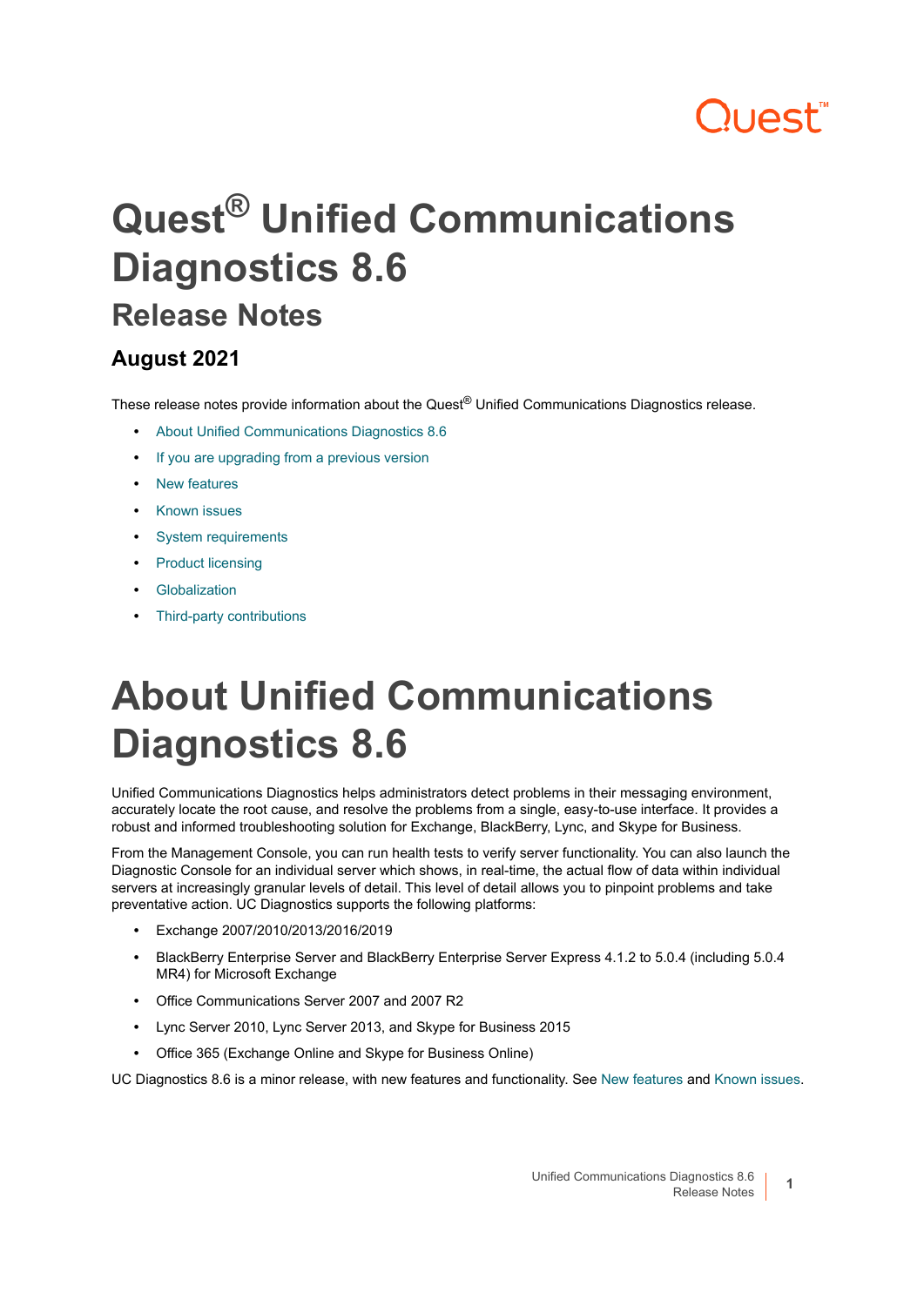# Quest® Unified Communications Diagnostics 8.6

## Release Notes

### August 2021

These release notes provide information about the Quest® Unified Communications Diagnostics release.

- About Unified Communications Diagnostics 8.6
- If you are upgrading from a previous version
- New features
- Known issues
- System requirements
- Product licensing
- Globalization
- Third-party contributions

# About Unified Communications Diagnostics 8.6

Unified Communications Diagnostics helps administrators detect problems in their messaging environment, accurately locate the root cause, and resolve the problems from a single, easy-to-use interface. It provides a robust and informed troubleshooting solution for Exchange, BlackBerry, Lync, and Skype for Business.

From the Management Console, you can run health tests to verify server functionality. You can also launch the Diagnostic Console for an individual server which shows, in real-time, the actual flow of data within individual servers at increasingly granular levels of detail. This level of detail allows you to pinpoint problems and take preventative action. UC Diagnostics supports the following platforms:

- Exchange 2007/2010/2013/2016/2019
- BlackBerry Enterprise Server and BlackBerry Enterprise Server Express 4.1.2 to 5.0.4 (including 5.0.4 MR4) for Microsoft Exchange
- Office Communications Server 2007 and 2007 R2
- Lync Server 2010, Lync Server 2013, and Skype for Business 2015
- Office 365 (Exchange Online and Skype for Business Online)

UC Diagnostics 8.6 is a minor release, with new features and functionality. See New features and Known issues.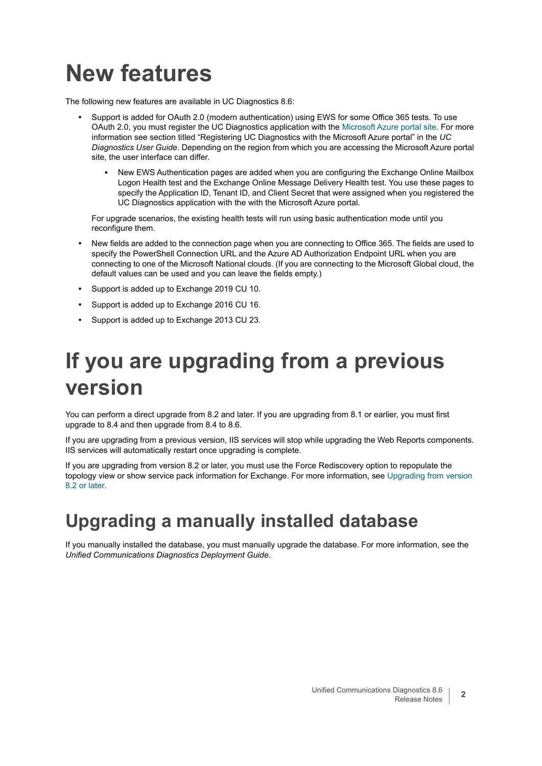# New features

The following new features are available in UC Diagnostics 8.6:

- Support is added for OAuth 2.0 (modern authentication) using EWS for some Office 365 tests. To use OAuth 2.0, you must register the UC Diagnostics application with the Microsoft Azure portal site. For more information see section titled "Registering UC Diagnostics with the Microsoft Azure portal" in the *UC Diagnostics User Guide*. Depending on the region from which you are accessing the Microsoft Azure portal site, the user interface can differ.
  - New EWS Authentication pages are added when you are configuring the Exchange Online Mailbox Logon Health test and the Exchange Online Message Delivery Health test. You use these pages to specify the Application ID, Tenant ID, and Client Secret that were assigned when you registered the UC Diagnostics application with the with the Microsoft Azure portal.

  For upgrade scenarios, the existing health tests will run using basic authentication mode until you reconfigure them.
- New fields are added to the connection page when you are connecting to Office 365. The fields are used to specify the PowerShell Connection URL and the Azure AD Authorization Endpoint URL when you are connecting to one of the Microsoft National clouds. (If you are connecting to the Microsoft Global cloud, the default values can be used and you can leave the fields empty.)
- Support is added up to Exchange 2019 CU 10.
- Support is added up to Exchange 2016 CU 16.
- Support is added up to Exchange 2013 CU 23.

# If you are upgrading from a previous version

You can perform a direct upgrade from 8.2 and later. If you are upgrading from 8.1 or earlier, you must first upgrade to 8.4 and then upgrade from 8.4 to 8.6.

If you are upgrading from a previous version, IIS services will stop while upgrading the Web Reports components. IIS services will automatically restart once upgrading is complete.

If you are upgrading from version 8.2 or later, you must use the Force Rediscovery option to repopulate the topology view or show service pack information for Exchange. For more information, see Upgrading from version 8.2 or later.

## Upgrading a manually installed database

If you manually installed the database, you must manually upgrade the database. For more information, see the *Unified Communications Diagnostics Deployment Guide*.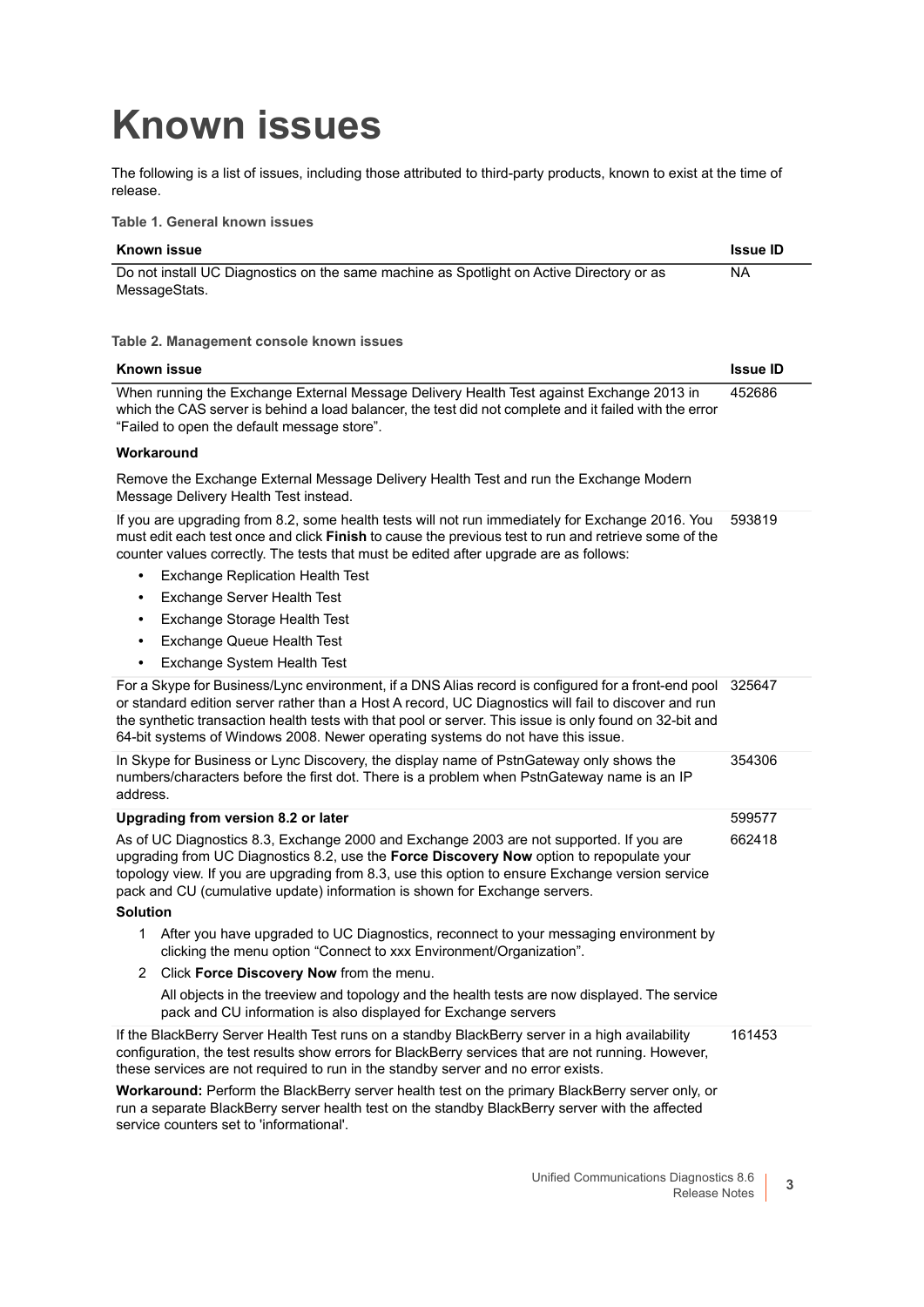# Known issues

The following is a list of issues, including those attributed to third-party products, known to exist at the time of release.

**Table 1. General known issues**

| Known issue | Issue ID |
|---|---|
| Do not install UC Diagnostics on the same machine as Spotlight on Active Directory or as MessageStats. | NA |

**Table 2. Management console known issues**

| Known issue | Issue ID |
|---|---|
| When running the Exchange External Message Delivery Health Test against Exchange 2013 in which the CAS server is behind a load balancer, the test did not complete and it failed with the error "Failed to open the default message store".<br><br>**Workaround**<br><br>Remove the Exchange External Message Delivery Health Test and run the Exchange Modern Message Delivery Health Test instead. | 452686 |
| If you are upgrading from 8.2, some health tests will not run immediately for Exchange 2016. You must edit each test once and click **Finish** to cause the previous test to run and retrieve some of the counter values correctly. The tests that must be edited after upgrade are as follows:<br>• Exchange Replication Health Test<br>• Exchange Server Health Test<br>• Exchange Storage Health Test<br>• Exchange Queue Health Test<br>• Exchange System Health Test | 593819 |
| For a Skype for Business/Lync environment, if a DNS Alias record is configured for a front-end pool or standard edition server rather than a Host A record, UC Diagnostics will fail to discover and run the synthetic transaction health tests with that pool or server. This issue is only found on 32-bit and 64-bit systems of Windows 2008. Newer operating systems do not have this issue. | 325647 |
| In Skype for Business or Lync Discovery, the display name of PstnGateway only shows the numbers/characters before the first dot. There is a problem when PstnGateway name is an IP address. | 354306 |
| **Upgrading from version 8.2 or later**<br><br>As of UC Diagnostics 8.3, Exchange 2000 and Exchange 2003 are not supported. If you are upgrading from UC Diagnostics 8.2, use the **Force Discovery Now** option to repopulate your topology view. If you are upgrading from 8.3, use this option to ensure Exchange version service pack and CU (cumulative update) information is shown for Exchange servers.<br><br>**Solution**<br>1 After you have upgraded to UC Diagnostics, reconnect to your messaging environment by clicking the menu option "Connect to xxx Environment/Organization".<br>2 Click **Force Discovery Now** from the menu.<br>All objects in the treeview and topology and the health tests are now displayed. The service pack and CU information is also displayed for Exchange servers | 599577<br>662418 |
| If the BlackBerry Server Health Test runs on a standby BlackBerry server in a high availability configuration, the test results show errors for BlackBerry services that are not running. However, these services are not required to run in the standby server and no error exists.<br><br>**Workaround:** Perform the BlackBerry server health test on the primary BlackBerry server only, or run a separate BlackBerry server health test on the standby BlackBerry server with the affected service counters set to 'informational'. | 161453 |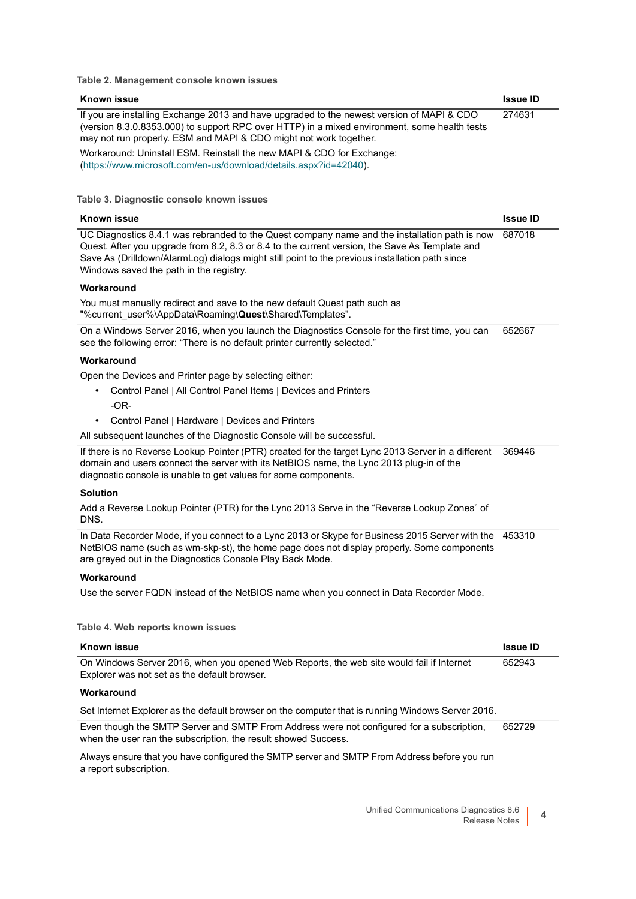Table 2. Management console known issues

| Known issue | Issue ID |
| --- | --- |
| If you are installing Exchange 2013 and have upgraded to the newest version of MAPI & CDO (version 8.3.0.8353.000) to support RPC over HTTP) in a mixed environment, some health tests may not run properly. ESM and MAPI & CDO might not work together.<br><br>Workaround: Uninstall ESM. Reinstall the new MAPI & CDO for Exchange: (https://www.microsoft.com/en-us/download/details.aspx?id=42040). | 274631 |

Table 3. Diagnostic console known issues

| Known issue | Issue ID |
| --- | --- |
| UC Diagnostics 8.4.1 was rebranded to the Quest company name and the installation path is now Quest. After you upgrade from 8.2, 8.3 or 8.4 to the current version, the Save As Template and Save As (Drilldown/AlarmLog) dialogs might still point to the previous installation path since Windows saved the path in the registry.<br><br>**Workaround**<br><br>You must manually redirect and save to the new default Quest path such as "%current_user%\AppData\Roaming\**Quest**\Shared\Templates". | 687018 |
| On a Windows Server 2016, when you launch the Diagnostics Console for the first time, you can see the following error: "There is no default printer currently selected."<br><br>**Workaround**<br><br>Open the Devices and Printer page by selecting either:<br>• Control Panel \| All Control Panel Items \| Devices and Printers<br>-OR-<br>• Control Panel \| Hardware \| Devices and Printers<br><br>All subsequent launches of the Diagnostic Console will be successful. | 652667 |
| If there is no Reverse Lookup Pointer (PTR) created for the target Lync 2013 Server in a different domain and users connect the server with its NetBIOS name, the Lync 2013 plug-in of the diagnostic console is unable to get values for some components.<br><br>**Solution**<br><br>Add a Reverse Lookup Pointer (PTR) for the Lync 2013 Serve in the "Reverse Lookup Zones" of DNS. | 369446 |
| In Data Recorder Mode, if you connect to a Lync 2013 or Skype for Business 2015 Server with the NetBIOS name (such as wm-skp-st), the home page does not display properly. Some components are greyed out in the Diagnostics Console Play Back Mode.<br><br>**Workaround**<br><br>Use the server FQDN instead of the NetBIOS name when you connect in Data Recorder Mode. | 453310 |

Table 4. Web reports known issues

| Known issue | Issue ID |
| --- | --- |
| On Windows Server 2016, when you opened Web Reports, the web site would fail if Internet Explorer was not set as the default browser.<br><br>**Workaround**<br><br>Set Internet Explorer as the default browser on the computer that is running Windows Server 2016. | 652943 |
| Even though the SMTP Server and SMTP From Address were not configured for a subscription, when the user ran the subscription, the result showed Success.<br><br>Always ensure that you have configured the SMTP server and SMTP From Address before you run a report subscription. | 652729 |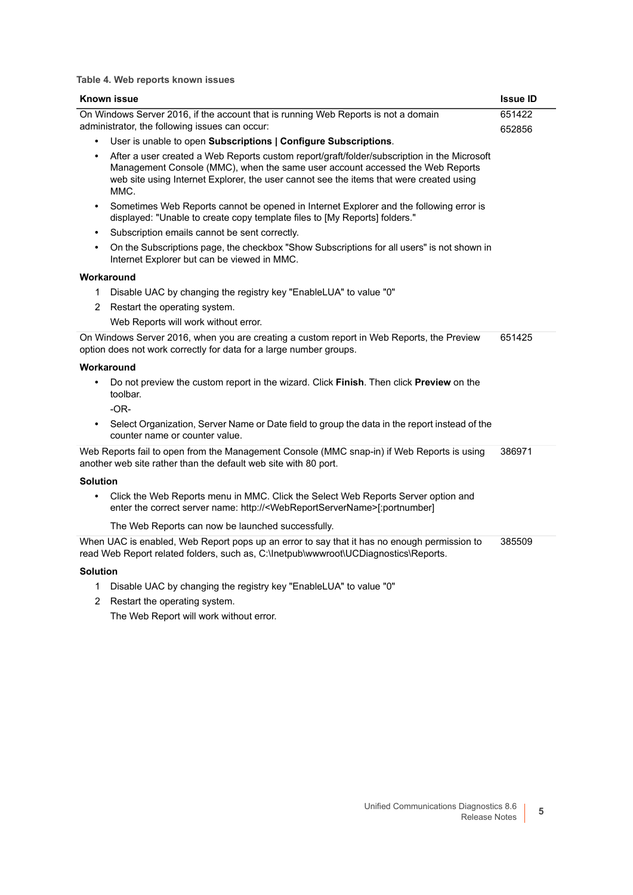**Table 4. Web reports known issues**

| Known issue | Issue ID |
| --- | --- |
| On Windows Server 2016, if the account that is running Web Reports is not a domain administrator, the following issues can occur:<br>• User is unable to open **Subscriptions \| Configure Subscriptions**.<br>• After a user created a Web Reports custom report/graft/folder/subscription in the Microsoft Management Console (MMC), when the same user account accessed the Web Reports web site using Internet Explorer, the user cannot see the items that were created using MMC.<br>• Sometimes Web Reports cannot be opened in Internet Explorer and the following error is displayed: "Unable to create copy template files to [My Reports] folders."<br>• Subscription emails cannot be sent correctly.<br>• On the Subscriptions page, the checkbox "Show Subscriptions for all users" is not shown in Internet Explorer but can be viewed in MMC.<br>**Workaround**<br>1 Disable UAC by changing the registry key "EnableLUA" to value "0"<br>2 Restart the operating system.<br>Web Reports will work without error. | 651422<br>652856 |
| On Windows Server 2016, when you are creating a custom report in Web Reports, the Preview option does not work correctly for data for a large number groups.<br>**Workaround**<br>• Do not preview the custom report in the wizard. Click **Finish**. Then click **Preview** on the toolbar.<br>-OR-<br>• Select Organization, Server Name or Date field to group the data in the report instead of the counter name or counter value. | 651425 |
| Web Reports fail to open from the Management Console (MMC snap-in) if Web Reports is using another web site rather than the default web site with 80 port.<br>**Solution**<br>• Click the Web Reports menu in MMC. Click the Select Web Reports Server option and enter the correct server name: http://<WebReportServerName>[:portnumber]<br>The Web Reports can now be launched successfully. | 386971 |
| When UAC is enabled, Web Report pops up an error to say that it has no enough permission to read Web Report related folders, such as, C:\Inetpub\wwwroot\UCDiagnostics\Reports.<br>**Solution**<br>1 Disable UAC by changing the registry key "EnableLUA" to value "0"<br>2 Restart the operating system.<br>The Web Report will work without error. | 385509 |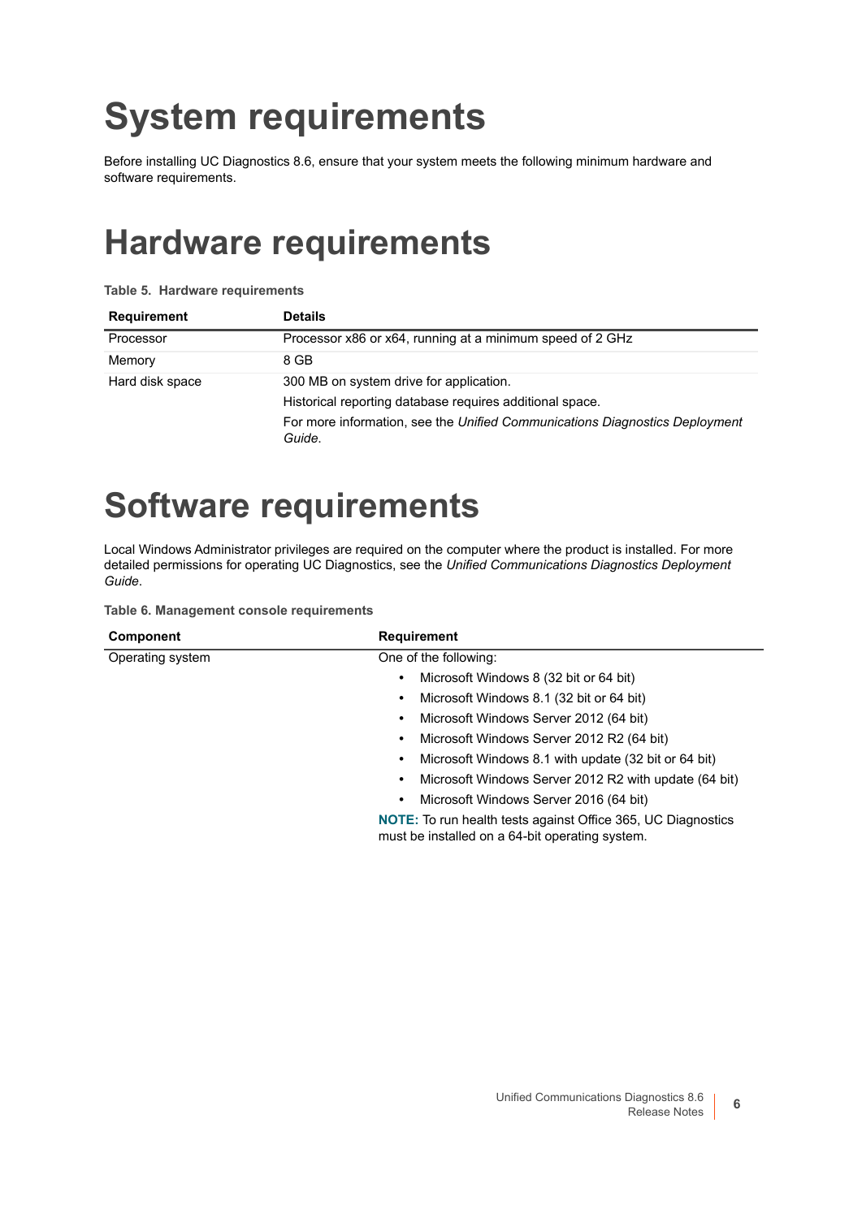# System requirements

Before installing UC Diagnostics 8.6, ensure that your system meets the following minimum hardware and software requirements.

# Hardware requirements

**Table 5. Hardware requirements**

| Requirement | Details |
| --- | --- |
| Processor | Processor x86 or x64, running at a minimum speed of 2 GHz |
| Memory | 8 GB |
| Hard disk space | 300 MB on system drive for application.<br>Historical reporting database requires additional space.<br>For more information, see the *Unified Communications Diagnostics Deployment Guide*. |

# Software requirements

Local Windows Administrator privileges are required on the computer where the product is installed. For more detailed permissions for operating UC Diagnostics, see the *Unified Communications Diagnostics Deployment Guide*.

**Table 6. Management console requirements**

| Component | Requirement |
| --- | --- |
| Operating system | One of the following:<br>• Microsoft Windows 8 (32 bit or 64 bit)<br>• Microsoft Windows 8.1 (32 bit or 64 bit)<br>• Microsoft Windows Server 2012 (64 bit)<br>• Microsoft Windows Server 2012 R2 (64 bit)<br>• Microsoft Windows 8.1 with update (32 bit or 64 bit)<br>• Microsoft Windows Server 2012 R2 with update (64 bit)<br>• Microsoft Windows Server 2016 (64 bit)<br>**NOTE:** To run health tests against Office 365, UC Diagnostics must be installed on a 64-bit operating system. |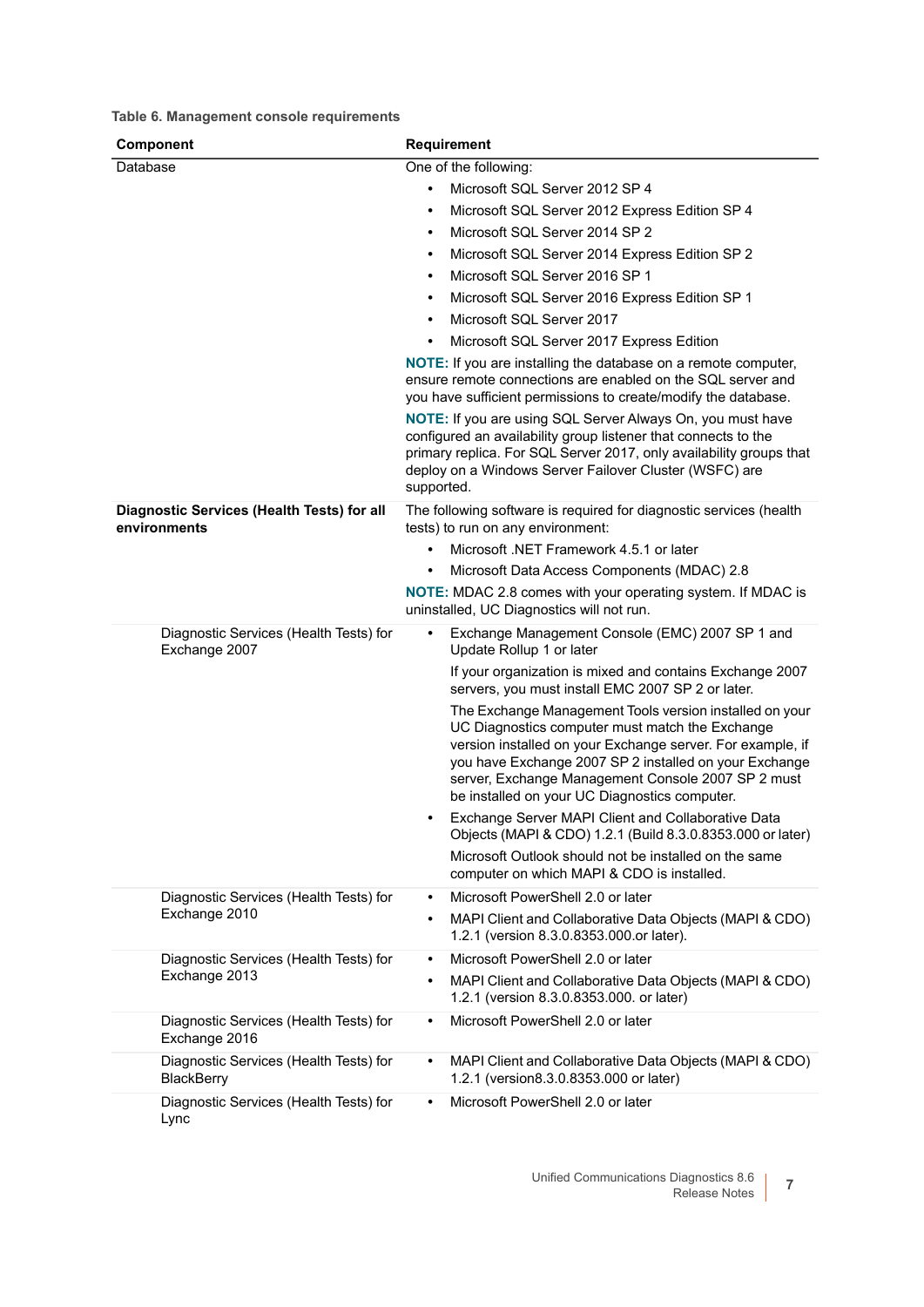**Table 6. Management console requirements**

| Component | Requirement |
|---|---|
| Database | One of the following:<br>• Microsoft SQL Server 2012 SP 4<br>• Microsoft SQL Server 2012 Express Edition SP 4<br>• Microsoft SQL Server 2014 SP 2<br>• Microsoft SQL Server 2014 Express Edition SP 2<br>• Microsoft SQL Server 2016 SP 1<br>• Microsoft SQL Server 2016 Express Edition SP 1<br>• Microsoft SQL Server 2017<br>• Microsoft SQL Server 2017 Express Edition<br>**NOTE:** If you are installing the database on a remote computer, ensure remote connections are enabled on the SQL server and you have sufficient permissions to create/modify the database.<br>**NOTE:** If you are using SQL Server Always On, you must have configured an availability group listener that connects to the primary replica. For SQL Server 2017, only availability groups that deploy on a Windows Server Failover Cluster (WSFC) are supported. |
| **Diagnostic Services (Health Tests) for all environments** | The following software is required for diagnostic services (health tests) to run on any environment:<br>• Microsoft .NET Framework 4.5.1 or later<br>• Microsoft Data Access Components (MDAC) 2.8<br>**NOTE:** MDAC 2.8 comes with your operating system. If MDAC is uninstalled, UC Diagnostics will not run. |
| Diagnostic Services (Health Tests) for Exchange 2007 | • Exchange Management Console (EMC) 2007 SP 1 and Update Rollup 1 or later<br>If your organization is mixed and contains Exchange 2007 servers, you must install EMC 2007 SP 2 or later.<br>The Exchange Management Tools version installed on your UC Diagnostics computer must match the Exchange version installed on your Exchange server. For example, if you have Exchange 2007 SP 2 installed on your Exchange server, Exchange Management Console 2007 SP 2 must be installed on your UC Diagnostics computer.<br>• Exchange Server MAPI Client and Collaborative Data Objects (MAPI & CDO) 1.2.1 (Build 8.3.0.8353.000 or later)<br>Microsoft Outlook should not be installed on the same computer on which MAPI & CDO is installed. |
| Diagnostic Services (Health Tests) for Exchange 2010 | • Microsoft PowerShell 2.0 or later<br>• MAPI Client and Collaborative Data Objects (MAPI & CDO) 1.2.1 (version 8.3.0.8353.000.or later). |
| Diagnostic Services (Health Tests) for Exchange 2013 | • Microsoft PowerShell 2.0 or later<br>• MAPI Client and Collaborative Data Objects (MAPI & CDO) 1.2.1 (version 8.3.0.8353.000. or later) |
| Diagnostic Services (Health Tests) for Exchange 2016 | • Microsoft PowerShell 2.0 or later |
| Diagnostic Services (Health Tests) for BlackBerry | • MAPI Client and Collaborative Data Objects (MAPI & CDO) 1.2.1 (version8.3.0.8353.000 or later) |
| Diagnostic Services (Health Tests) for Lync | • Microsoft PowerShell 2.0 or later |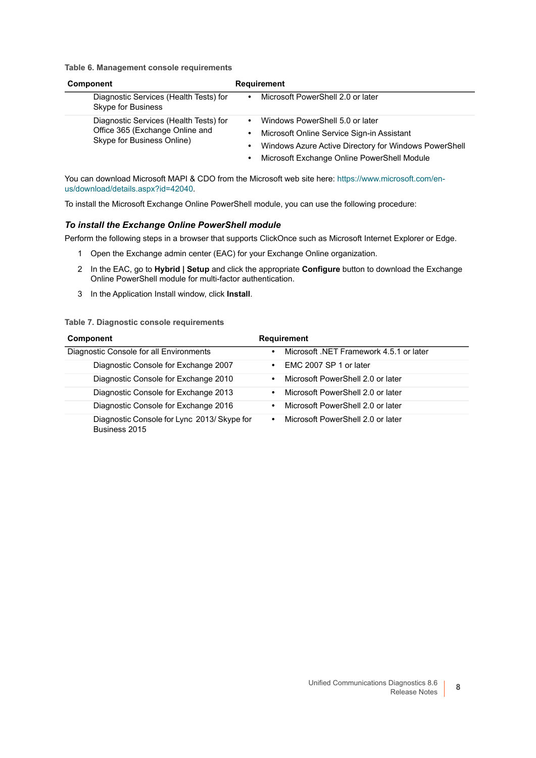Table 6. Management console requirements

| Component | Requirement |
| --- | --- |
| Diagnostic Services (Health Tests) for Skype for Business | • Microsoft PowerShell 2.0 or later |
| Diagnostic Services (Health Tests) for Office 365 (Exchange Online and Skype for Business Online) | • Windows PowerShell 5.0 or later<br>• Microsoft Online Service Sign-in Assistant<br>• Windows Azure Active Directory for Windows PowerShell<br>• Microsoft Exchange Online PowerShell Module |

You can download Microsoft MAPI & CDO from the Microsoft web site here: https://www.microsoft.com/en-us/download/details.aspx?id=42040.

To install the Microsoft Exchange Online PowerShell module, you can use the following procedure:

### *To install the Exchange Online PowerShell module*

Perform the following steps in a browser that supports ClickOnce such as Microsoft Internet Explorer or Edge.

1. Open the Exchange admin center (EAC) for your Exchange Online organization.
2. In the EAC, go to **Hybrid | Setup** and click the appropriate **Configure** button to download the Exchange Online PowerShell module for multi-factor authentication.
3. In the Application Install window, click **Install**.

Table 7. Diagnostic console requirements

| Component | Requirement |
| --- | --- |
| Diagnostic Console for all Environments | • Microsoft .NET Framework 4.5.1 or later |
| Diagnostic Console for Exchange 2007 | • EMC 2007 SP 1 or later |
| Diagnostic Console for Exchange 2010 | • Microsoft PowerShell 2.0 or later |
| Diagnostic Console for Exchange 2013 | • Microsoft PowerShell 2.0 or later |
| Diagnostic Console for Exchange 2016 | • Microsoft PowerShell 2.0 or later |
| Diagnostic Console for Lync 2013/ Skype for Business 2015 | • Microsoft PowerShell 2.0 or later |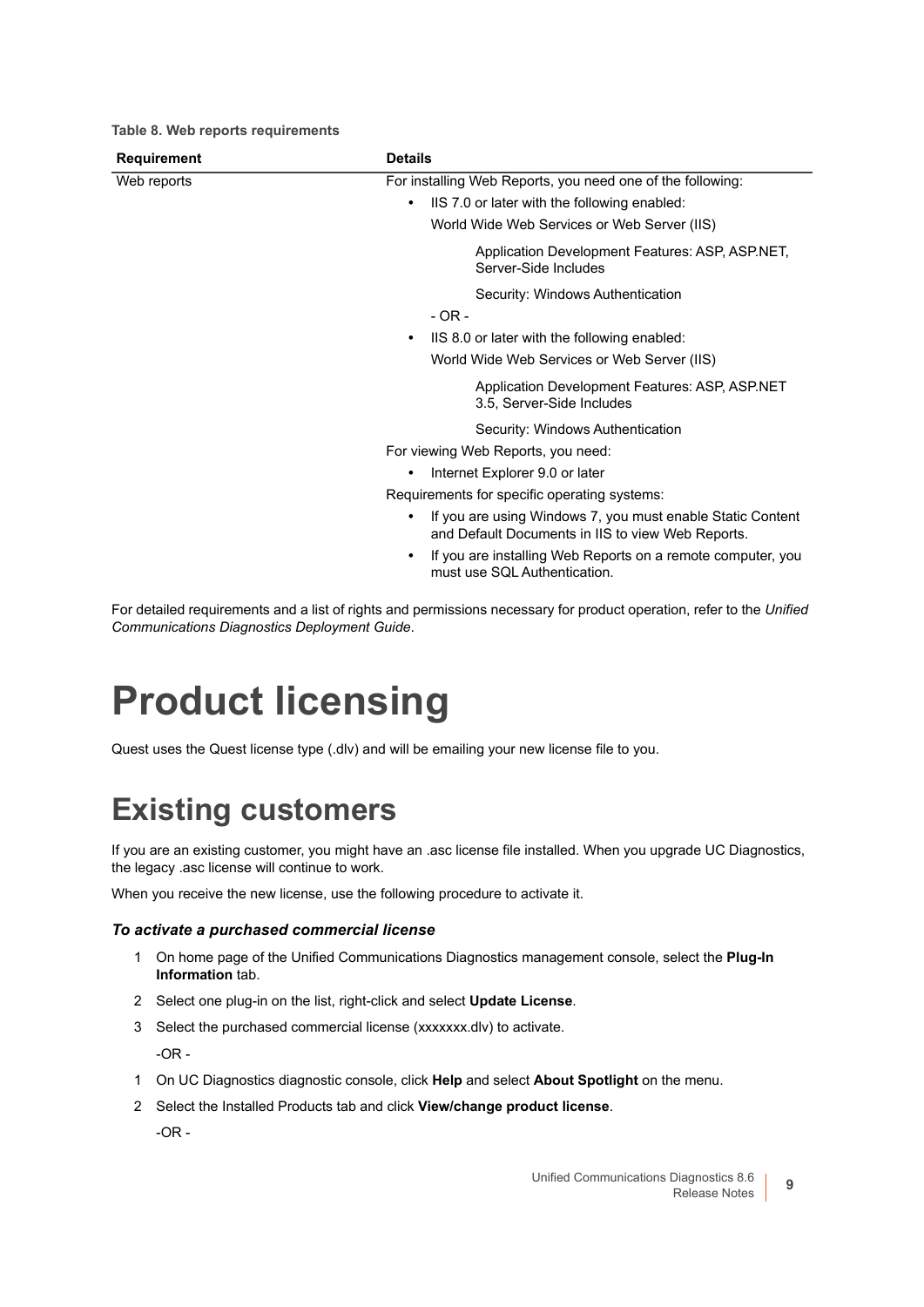**Table 8. Web reports requirements**

| Requirement | Details |
|---|---|
| Web reports | For installing Web Reports, you need one of the following:<br>• IIS 7.0 or later with the following enabled:<br>World Wide Web Services or Web Server (IIS)<br>Application Development Features: ASP, ASP.NET, Server-Side Includes<br>Security: Windows Authentication<br>- OR -<br>• IIS 8.0 or later with the following enabled:<br>World Wide Web Services or Web Server (IIS)<br>Application Development Features: ASP, ASP.NET 3.5, Server-Side Includes<br>Security: Windows Authentication<br>For viewing Web Reports, you need:<br>• Internet Explorer 9.0 or later<br>Requirements for specific operating systems:<br>• If you are using Windows 7, you must enable Static Content and Default Documents in IIS to view Web Reports.<br>• If you are installing Web Reports on a remote computer, you must use SQL Authentication. |

For detailed requirements and a list of rights and permissions necessary for product operation, refer to the *Unified Communications Diagnostics Deployment Guide*.

# Product licensing

Quest uses the Quest license type (.dlv) and will be emailing your new license file to you.

## Existing customers

If you are an existing customer, you might have an .asc license file installed. When you upgrade UC Diagnostics, the legacy .asc license will continue to work.

When you receive the new license, use the following procedure to activate it.

***To activate a purchased commercial license***

1. On home page of the Unified Communications Diagnostics management console, select the **Plug-In Information** tab.
2. Select one plug-in on the list, right-click and select **Update License**.
3. Select the purchased commercial license (xxxxxxx.dlv) to activate.

   -OR -

1. On UC Diagnostics diagnostic console, click **Help** and select **About Spotlight** on the menu.
2. Select the Installed Products tab and click **View/change product license**.

   -OR -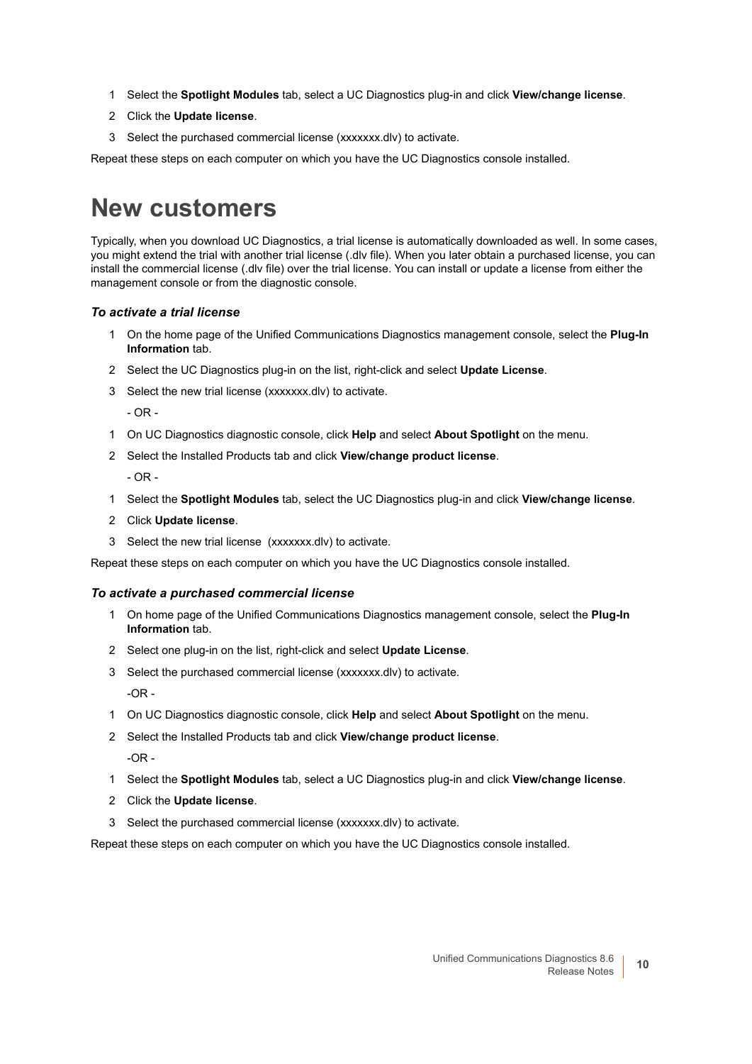1. Select the **Spotlight Modules** tab, select a UC Diagnostics plug-in and click **View/change license**.
2. Click the **Update license**.
3. Select the purchased commercial license (xxxxxxx.dlv) to activate.

Repeat these steps on each computer on which you have the UC Diagnostics console installed.

# New customers

Typically, when you download UC Diagnostics, a trial license is automatically downloaded as well. In some cases, you might extend the trial with another trial license (.dlv file). When you later obtain a purchased license, you can install the commercial license (.dlv file) over the trial license. You can install or update a license from either the management console or from the diagnostic console.

### *To activate a trial license*

1. On the home page of the Unified Communications Diagnostics management console, select the **Plug-In Information** tab.
2. Select the UC Diagnostics plug-in on the list, right-click and select **Update License**.
3. Select the new trial license (xxxxxxx.dlv) to activate.

   - OR -

1. On UC Diagnostics diagnostic console, click **Help** and select **About Spotlight** on the menu.
2. Select the Installed Products tab and click **View/change product license**.

   - OR -

1. Select the **Spotlight Modules** tab, select the UC Diagnostics plug-in and click **View/change license**.
2. Click **Update license**.
3. Select the new trial license (xxxxxxx.dlv) to activate.

Repeat these steps on each computer on which you have the UC Diagnostics console installed.

### *To activate a purchased commercial license*

1. On home page of the Unified Communications Diagnostics management console, select the **Plug-In Information** tab.
2. Select one plug-in on the list, right-click and select **Update License**.
3. Select the purchased commercial license (xxxxxxx.dlv) to activate.

   -OR -

1. On UC Diagnostics diagnostic console, click **Help** and select **About Spotlight** on the menu.
2. Select the Installed Products tab and click **View/change product license**.

   -OR -

1. Select the **Spotlight Modules** tab, select a UC Diagnostics plug-in and click **View/change license**.
2. Click the **Update license**.
3. Select the purchased commercial license (xxxxxxx.dlv) to activate.

Repeat these steps on each computer on which you have the UC Diagnostics console installed.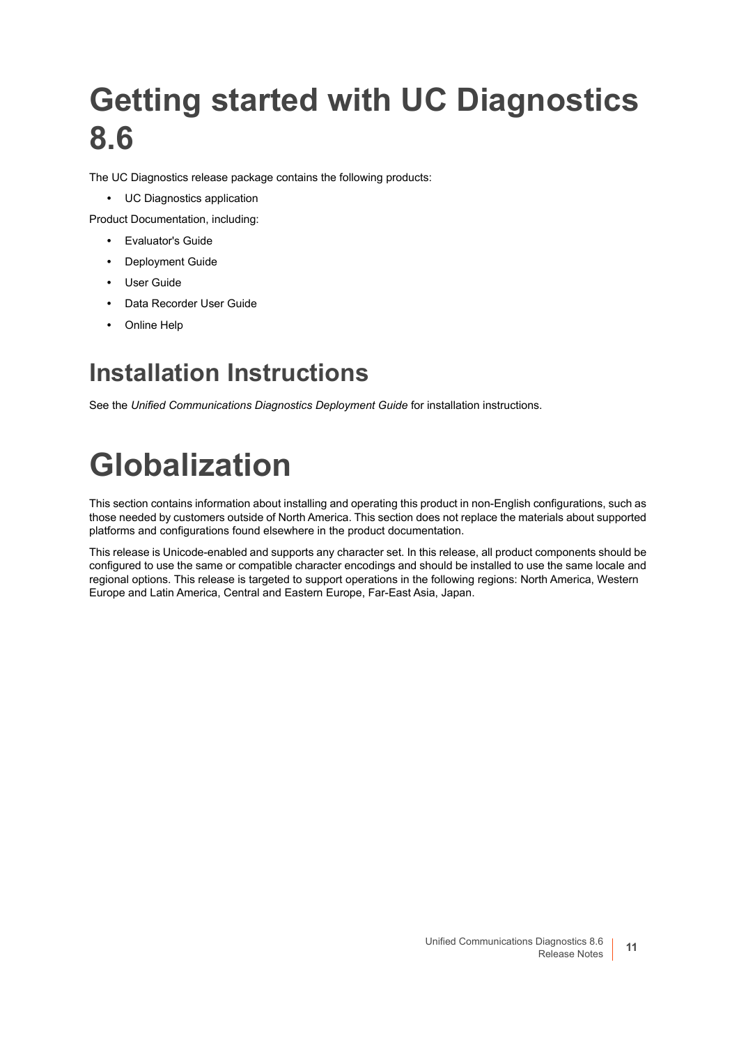# Getting started with UC Diagnostics 8.6

The UC Diagnostics release package contains the following products:

- UC Diagnostics application

Product Documentation, including:

- Evaluator's Guide
- Deployment Guide
- User Guide
- Data Recorder User Guide
- Online Help

## Installation Instructions

See the *Unified Communications Diagnostics Deployment Guide* for installation instructions.

# Globalization

This section contains information about installing and operating this product in non-English configurations, such as those needed by customers outside of North America. This section does not replace the materials about supported platforms and configurations found elsewhere in the product documentation.

This release is Unicode-enabled and supports any character set. In this release, all product components should be configured to use the same or compatible character encodings and should be installed to use the same locale and regional options. This release is targeted to support operations in the following regions: North America, Western Europe and Latin America, Central and Eastern Europe, Far-East Asia, Japan.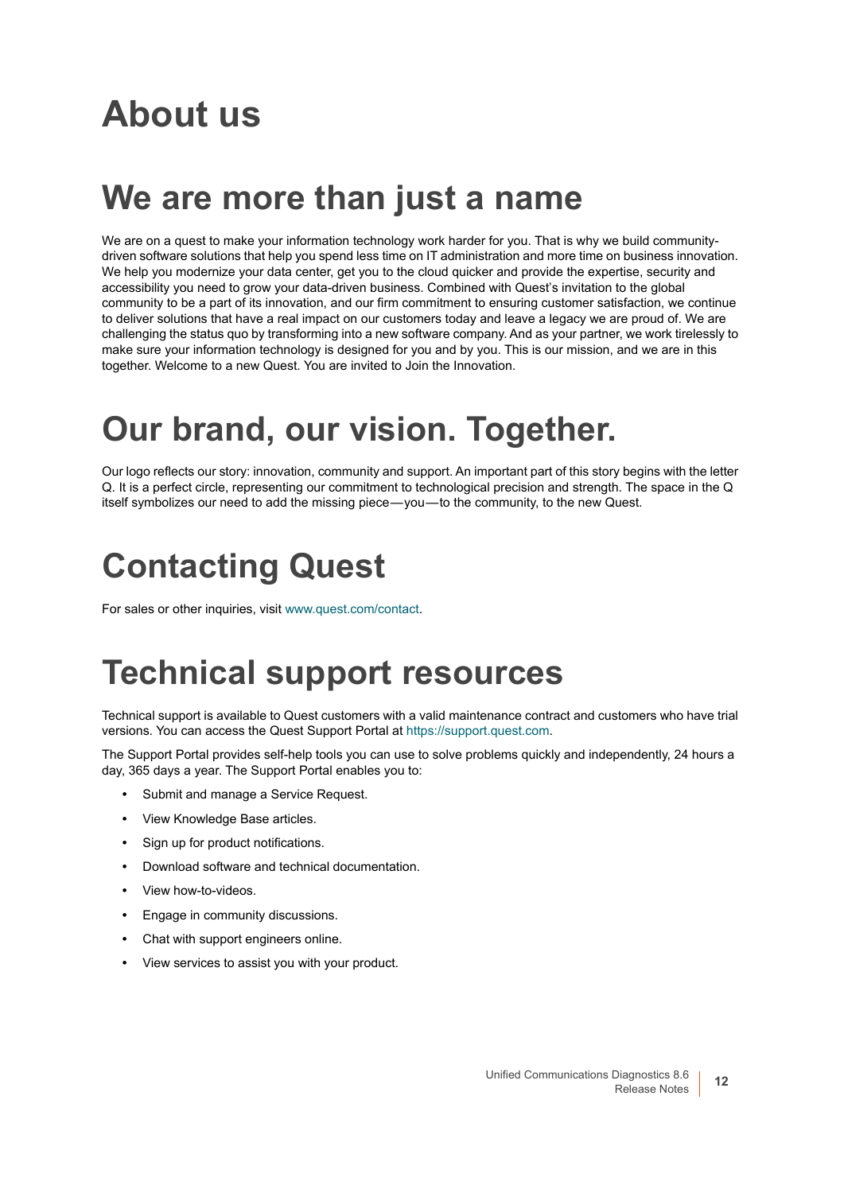# About us

## We are more than just a name

We are on a quest to make your information technology work harder for you. That is why we build community-driven software solutions that help you spend less time on IT administration and more time on business innovation. We help you modernize your data center, get you to the cloud quicker and provide the expertise, security and accessibility you need to grow your data-driven business. Combined with Quest's invitation to the global community to be a part of its innovation, and our firm commitment to ensuring customer satisfaction, we continue to deliver solutions that have a real impact on our customers today and leave a legacy we are proud of. We are challenging the status quo by transforming into a new software company. And as your partner, we work tirelessly to make sure your information technology is designed for you and by you. This is our mission, and we are in this together. Welcome to a new Quest. You are invited to Join the Innovation.

## Our brand, our vision. Together.

Our logo reflects our story: innovation, community and support. An important part of this story begins with the letter Q. It is a perfect circle, representing our commitment to technological precision and strength. The space in the Q itself symbolizes our need to add the missing piece—you—to the community, to the new Quest.

## Contacting Quest

For sales or other inquiries, visit www.quest.com/contact.

## Technical support resources

Technical support is available to Quest customers with a valid maintenance contract and customers who have trial versions. You can access the Quest Support Portal at https://support.quest.com.

The Support Portal provides self-help tools you can use to solve problems quickly and independently, 24 hours a day, 365 days a year. The Support Portal enables you to:

- Submit and manage a Service Request.
- View Knowledge Base articles.
- Sign up for product notifications.
- Download software and technical documentation.
- View how-to-videos.
- Engage in community discussions.
- Chat with support engineers online.
- View services to assist you with your product.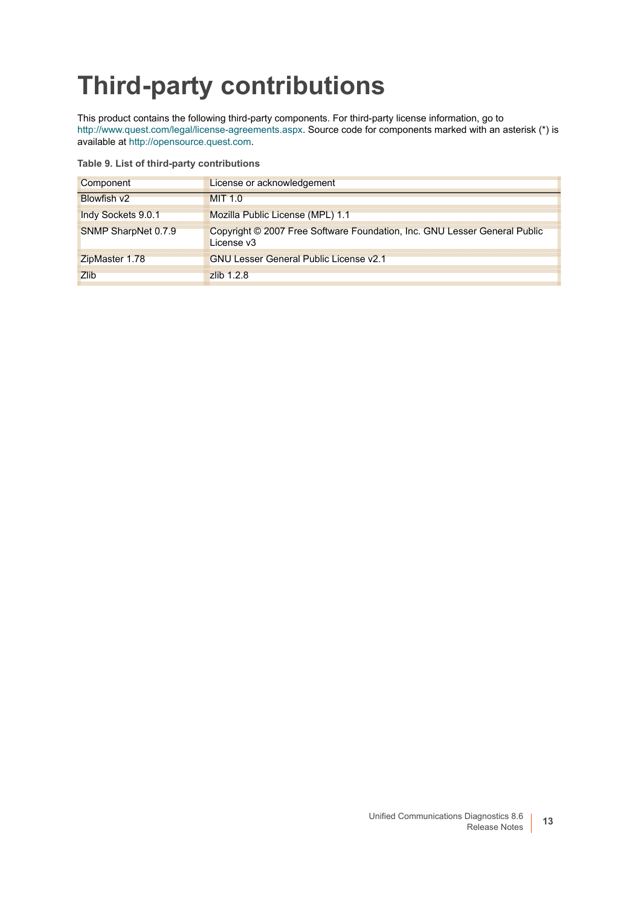# Third-party contributions

This product contains the following third-party components. For third-party license information, go to http://www.quest.com/legal/license-agreements.aspx. Source code for components marked with an asterisk (*) is available at http://opensource.quest.com.

**Table 9. List of third-party contributions**

| Component | License or acknowledgement |
|---|---|
| Blowfish v2 | MIT 1.0 |
| Indy Sockets 9.0.1 | Mozilla Public License (MPL) 1.1 |
| SNMP SharpNet 0.7.9 | Copyright © 2007 Free Software Foundation, Inc. GNU Lesser General Public License v3 |
| ZipMaster 1.78 | GNU Lesser General Public License v2.1 |
| Zlib | zlib 1.2.8 |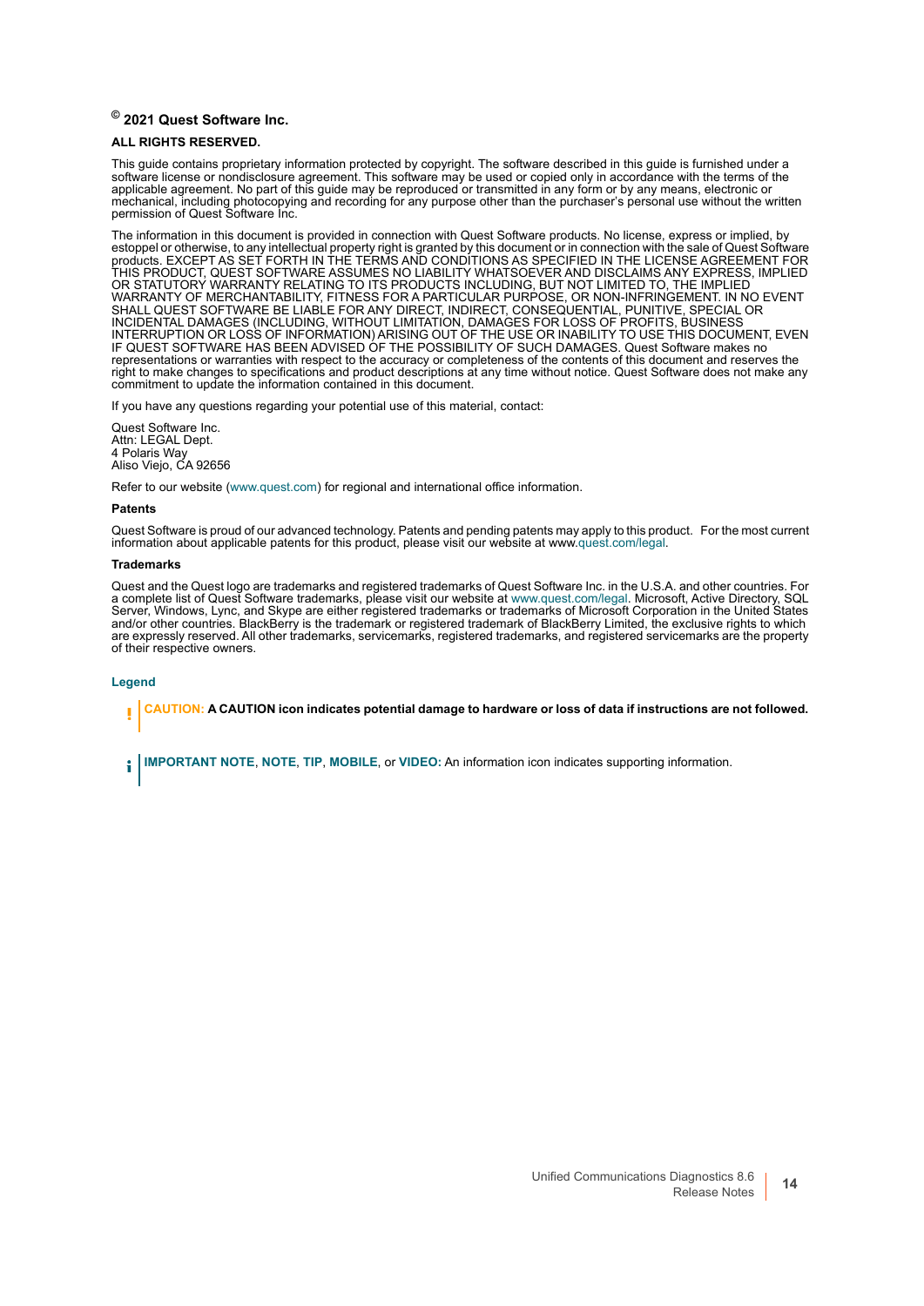# © 2021 Quest Software Inc.

**ALL RIGHTS RESERVED.**

This guide contains proprietary information protected by copyright. The software described in this guide is furnished under a software license or nondisclosure agreement. This software may be used or copied only in accordance with the terms of the applicable agreement. No part of this guide may be reproduced or transmitted in any form or by any means, electronic or mechanical, including photocopying and recording for any purpose other than the purchaser's personal use without the written permission of Quest Software Inc.

The information in this document is provided in connection with Quest Software products. No license, express or implied, by estoppel or otherwise, to any intellectual property right is granted by this document or in connection with the sale of Quest Software products. EXCEPT AS SET FORTH IN THE TERMS AND CONDITIONS AS SPECIFIED IN THE LICENSE AGREEMENT FOR THIS PRODUCT, QUEST SOFTWARE ASSUMES NO LIABILITY WHATSOEVER AND DISCLAIMS ANY EXPRESS, IMPLIED OR STATUTORY WARRANTY RELATING TO ITS PRODUCTS INCLUDING, BUT NOT LIMITED TO, THE IMPLIED WARRANTY OF MERCHANTABILITY, FITNESS FOR A PARTICULAR PURPOSE, OR NON-INFRINGEMENT. IN NO EVENT SHALL QUEST SOFTWARE BE LIABLE FOR ANY DIRECT, INDIRECT, CONSEQUENTIAL, PUNITIVE, SPECIAL OR INCIDENTAL DAMAGES (INCLUDING, WITHOUT LIMITATION, DAMAGES FOR LOSS OF PROFITS, BUSINESS INTERRUPTION OR LOSS OF INFORMATION) ARISING OUT OF THE USE OR INABILITY TO USE THIS DOCUMENT, EVEN IF QUEST SOFTWARE HAS BEEN ADVISED OF THE POSSIBILITY OF SUCH DAMAGES. Quest Software makes no representations or warranties with respect to the accuracy or completeness of the contents of this document and reserves the right to make changes to specifications and product descriptions at any time without notice. Quest Software does not make any commitment to update the information contained in this document.

If you have any questions regarding your potential use of this material, contact:

Quest Software Inc.
Attn: LEGAL Dept.
4 Polaris Way
Aliso Viejo, CA 92656

Refer to our website (www.quest.com) for regional and international office information.

**Patents**

Quest Software is proud of our advanced technology. Patents and pending patents may apply to this product. For the most current information about applicable patents for this product, please visit our website at www.quest.com/legal.

**Trademarks**

Quest and the Quest logo are trademarks and registered trademarks of Quest Software Inc. in the U.S.A. and other countries. For a complete list of Quest Software trademarks, please visit our website at www.quest.com/legal. Microsoft, Active Directory, SQL Server, Windows, Lync, and Skype are either registered trademarks or trademarks of Microsoft Corporation in the United States and/or other countries. BlackBerry is the trademark or registered trademark of BlackBerry Limited, the exclusive rights to which are expressly reserved. All other trademarks, servicemarks, registered trademarks, and registered servicemarks are the property of their respective owners.

### Legend

**CAUTION: A CAUTION icon indicates potential damage to hardware or loss of data if instructions are not followed.**

**IMPORTANT NOTE**, **NOTE**, **TIP**, **MOBILE**, or **VIDEO:** An information icon indicates supporting information.